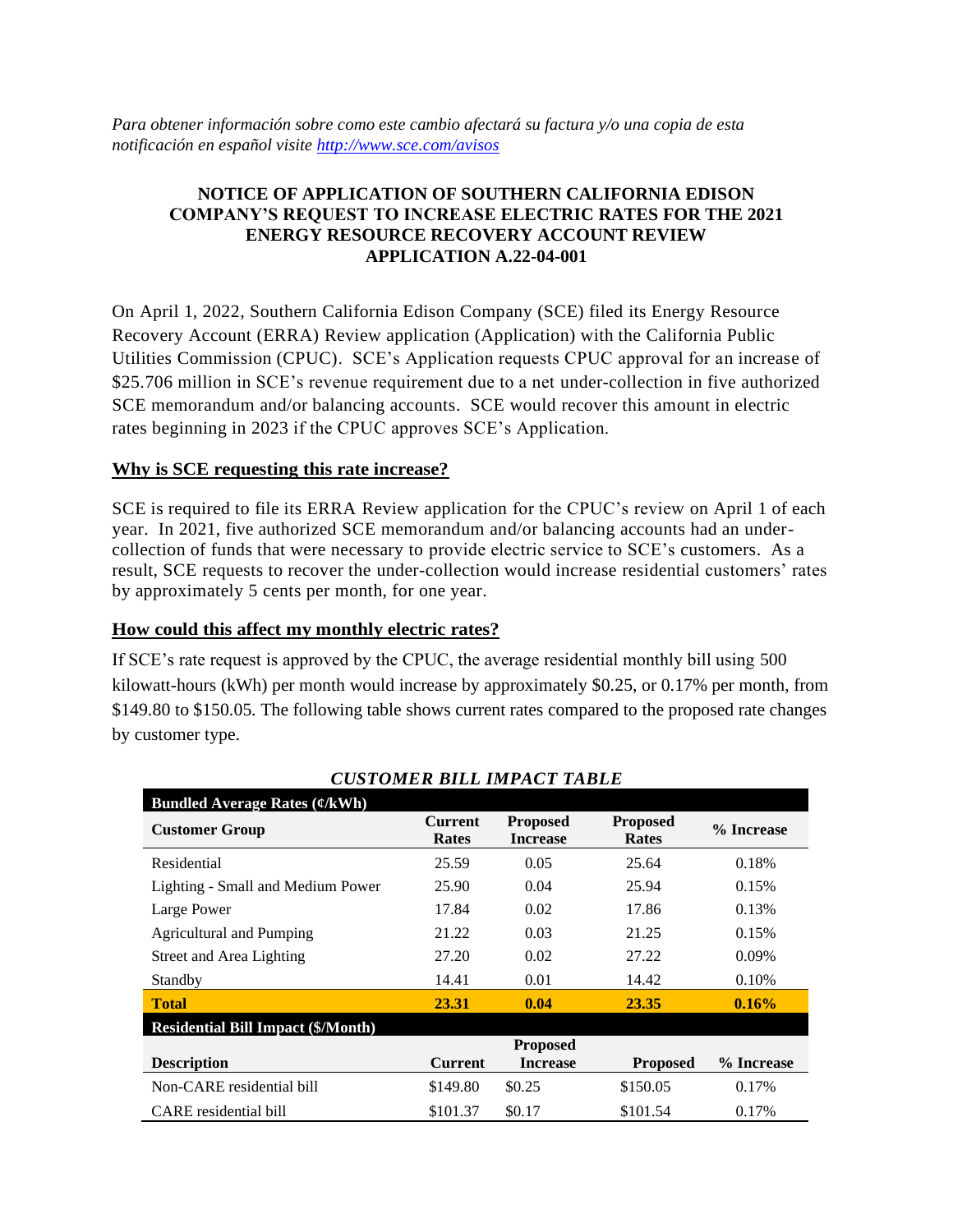*Para obtener información sobre como este cambio afectará su factura y/o una copia de esta notificación en español visite [http://www.sce.com/avisos](http://www.sce.com/avisos)*

# NOTICE OF APPLICATION OF SOUTHERN CALIFORNIA EDISON COMPANY'S REQUEST TO INCREASE ELECTRIC RATES FOR THE 2021 ENERGY RESOURCE RECOVERY ACCOUNT REVIEW APPLICATION A.22-04-001

On April 1, 2022, Southern California Edison Company (SCE) filed its Energy Resource Recovery Account (ERRA) Review application (Application) with the California Public Utilities Commission (CPUC). SCE's Application requests CPUC approval for an increase of $25.706 million in SCE's revenue requirement due to a net under-collection in five authorized SCE memorandum and/or balancing accounts. SCE would recover this amount in electric rates beginning in 2023 if the CPUC approves SCE's Application.

## Why is SCE requesting this rate increase?

SCE is required to file its ERRA Review application for the CPUC's review on April 1 of each year. In 2021, five authorized SCE memorandum and/or balancing accounts had an under-collection of funds that were necessary to provide electric service to SCE's customers. As a result, SCE requests to recover the under-collection would increase residential customers' rates by approximately 5 cents per month, for one year.

## How could this affect my monthly electric rates?

If SCE's rate request is approved by the CPUC, the average residential monthly bill using 500 kilowatt-hours (kWh) per month would increase by approximately $0.25, or 0.17% per month, from $149.80 to $150.05. The following table shows current rates compared to the proposed rate changes by customer type.

***CUSTOMER BILL IMPACT TABLE***

| **Bundled Average Rates (¢/kWh)** | | | | |
|---|---|---|---|---|
| **Customer Group** | **Current Rates** | **Proposed Increase** | **Proposed Rates** | **% Increase** |
| Residential | 25.59 | 0.05 | 25.64 | 0.18% |
| Lighting - Small and Medium Power | 25.90 | 0.04 | 25.94 | 0.15% |
| Large Power | 17.84 | 0.02 | 17.86 | 0.13% |
| Agricultural and Pumping | 21.22 | 0.03 | 21.25 | 0.15% |
| Street and Area Lighting | 27.20 | 0.02 | 27.22 | 0.09% |
| Standby | 14.41 | 0.01 | 14.42 | 0.10% |
| **Total** | **23.31** | **0.04** | **23.35** | **0.16%** |

| **Residential Bill Impact ($/Month)** | | | | |
|---|---|---|---|---|
| **Description** | **Current** | **Proposed Increase** | **Proposed** | **% Increase** |
| Non-CARE residential bill | $149.80 | $0.25 | $150.05 | 0.17% |
| CARE residential bill | $101.37 | $0.17 | $101.54 | 0.17% |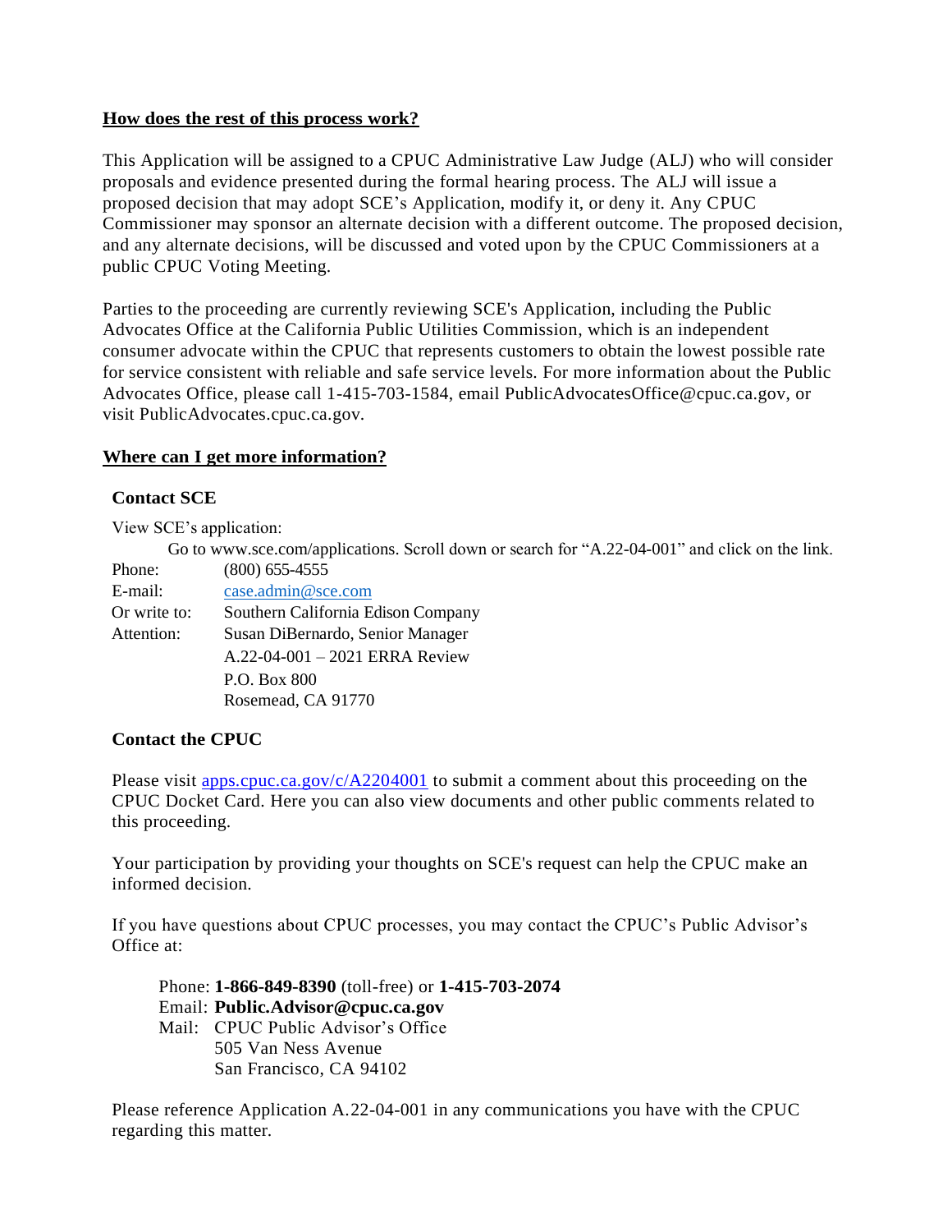**How does the rest of this process work?**

This Application will be assigned to a CPUC Administrative Law Judge (ALJ) who will consider proposals and evidence presented during the formal hearing process. The ALJ will issue a proposed decision that may adopt SCE's Application, modify it, or deny it. Any CPUC Commissioner may sponsor an alternate decision with a different outcome. The proposed decision, and any alternate decisions, will be discussed and voted upon by the CPUC Commissioners at a public CPUC Voting Meeting.

Parties to the proceeding are currently reviewing SCE's Application, including the Public Advocates Office at the California Public Utilities Commission, which is an independent consumer advocate within the CPUC that represents customers to obtain the lowest possible rate for service consistent with reliable and safe service levels. For more information about the Public Advocates Office, please call 1-415-703-1584, email PublicAdvocatesOffice@cpuc.ca.gov, or visit PublicAdvocates.cpuc.ca.gov.

**Where can I get more information?**

**Contact SCE**

View SCE's application:

Go to www.sce.com/applications. Scroll down or search for "A.22-04-001" and click on the link.

| | |
|---|---|
| Phone: | (800) 655-4555 |
| E-mail: | case.admin@sce.com |
| Or write to: | Southern California Edison Company |
| Attention: | Susan DiBernardo, Senior Manager<br>A.22-04-001 – 2021 ERRA Review<br>P.O. Box 800<br>Rosemead, CA 91770 |

**Contact the CPUC**

Please visit apps.cpuc.ca.gov/c/A2204001 to submit a comment about this proceeding on the CPUC Docket Card. Here you can also view documents and other public comments related to this proceeding.

Your participation by providing your thoughts on SCE's request can help the CPUC make an informed decision.

If you have questions about CPUC processes, you may contact the CPUC's Public Advisor's Office at:

Phone: **1-866-849-8390** (toll-free) or **1-415-703-2074**
Email: **Public.Advisor@cpuc.ca.gov**
Mail: CPUC Public Advisor's Office
505 Van Ness Avenue
San Francisco, CA 94102

Please reference Application A.22-04-001 in any communications you have with the CPUC regarding this matter.